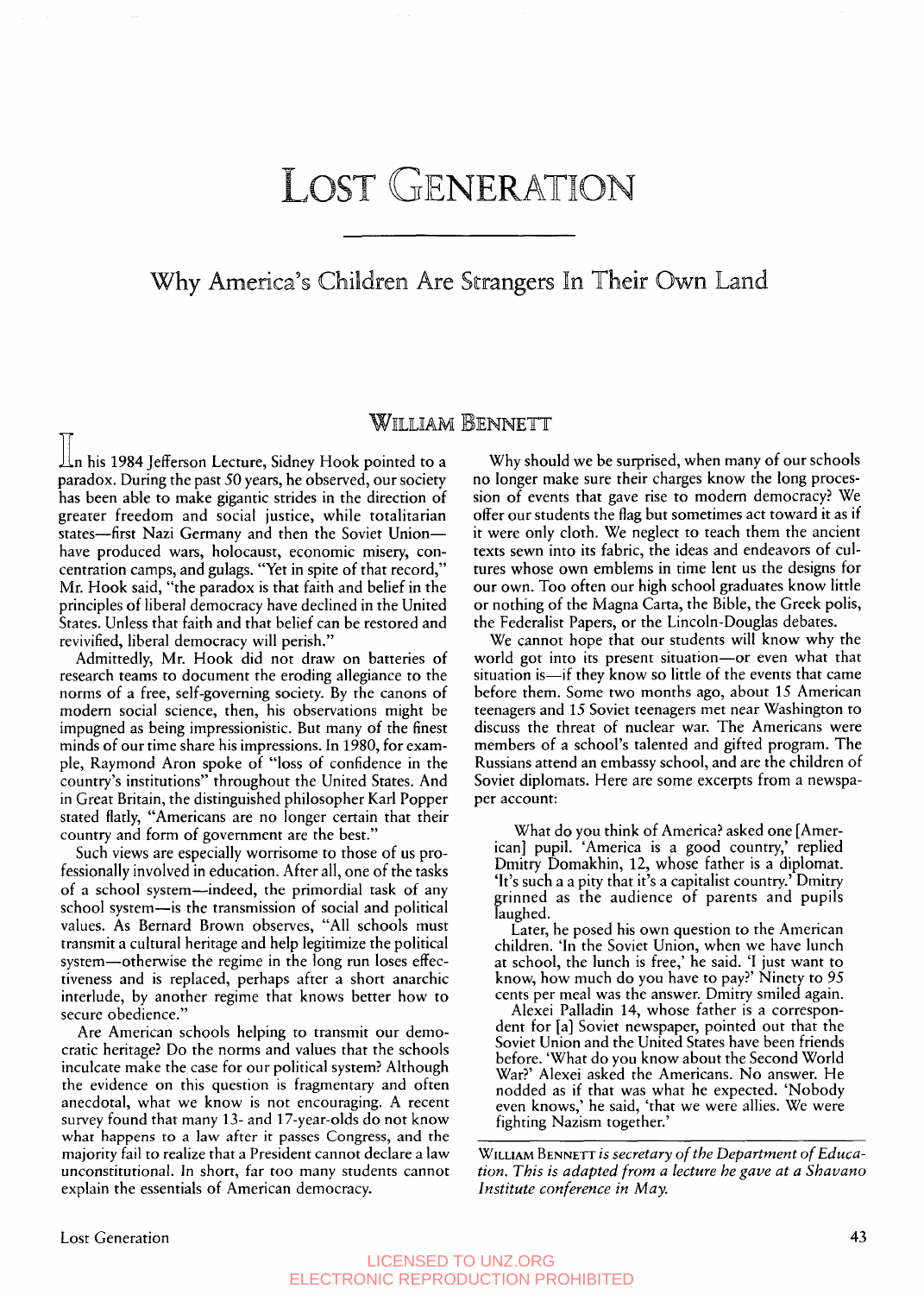# Lost Generation

## Why America's Children Are Strangers In Their Own Land

### William Bennett

In his 1984 Jefferson Lecture, Sidney Hook pointed to a paradox. During the past 50 years, he observed, our society has been able to make gigantic strides in the direction of greater freedom and social justice, while totalitarian states—first Nazi Germany and then the Soviet Union—have produced wars, holocaust, economic misery, concentration camps, and gulags. "Yet in spite of that record," Mr. Hook said, "the paradox is that faith and belief in the principles of liberal democracy have declined in the United States. Unless that faith and that belief can be restored and revivified, liberal democracy will perish."

Admittedly, Mr. Hook did not draw on batteries of research teams to document the eroding allegiance to the norms of a free, self-governing society. By the canons of modern social science, then, his observations might be impugned as being impressionistic. But many of the finest minds of our time share his impressions. In 1980, for example, Raymond Aron spoke of "loss of confidence in the country's institutions" throughout the United States. And in Great Britain, the distinguished philosopher Karl Popper stated flatly, "Americans are no longer certain that their country and form of government are the best."

Such views are especially worrisome to those of us professionally involved in education. After all, one of the tasks of a school system—indeed, the primordial task of any school system—is the transmission of social and political values. As Bernard Brown observes, "All schools must transmit a cultural heritage and help legitimize the political system—otherwise the regime in the long run loses effectiveness and is replaced, perhaps after a short anarchic interlude, by another regime that knows better how to secure obedience."

Are American schools helping to transmit our democratic heritage? Do the norms and values that the schools inculcate make the case for our political system? Although the evidence on this question is fragmentary and often anecdotal, what we know is not encouraging. A recent survey found that many 13- and 17-year-olds do not know what happens to a law after it passes Congress, and the majority fail to realize that a President cannot declare a law unconstitutional. In short, far too many students cannot explain the essentials of American democracy.

Why should we be surprised, when many of our schools no longer make sure their charges know the long procession of events that gave rise to modern democracy? We offer our students the flag but sometimes act toward it as if it were only cloth. We neglect to teach them the ancient texts sewn into its fabric, the ideas and endeavors of cultures whose own emblems in time lent us the designs for our own. Too often our high school graduates know little or nothing of the Magna Carta, the Bible, the Greek polis, the Federalist Papers, or the Lincoln-Douglas debates.

We cannot hope that our students will know why the world got into its present situation—or even what that situation is—if they know so little of the events that came before them. Some two months ago, about 15 American teenagers and 15 Soviet teenagers met near Washington to discuss the threat of nuclear war. The Americans were members of a school's talented and gifted program. The Russians attend an embassy school, and are the children of Soviet diplomats. Here are some excerpts from a newspaper account:

> What do you think of America? asked one [American] pupil. 'America is a good country,' replied Dmitry Domakhin, 12, whose father is a diplomat. 'It's such a a pity that it's a capitalist country.' Dmitry grinned as the audience of parents and pupils laughed.
>
> Later, he posed his own question to the American children. 'In the Soviet Union, when we have lunch at school, the lunch is free,' he said. 'I just want to know, how much do you have to pay?' Ninety to 95 cents per meal was the answer. Dmitry smiled again.
>
> Alexei Palladin 14, whose father is a correspondent for [a] Soviet newspaper, pointed out that the Soviet Union and the United States have been friends before. 'What do you know about the Second World War?' Alexei asked the Americans. No answer. He nodded as if that was what he expected. 'Nobody even knows,' he said, 'that we were allies. We were fighting Nazism together.'

---

William Bennett *is secretary of the Department of Education. This is adapted from a lecture he gave at a Shavano Institute conference in May.*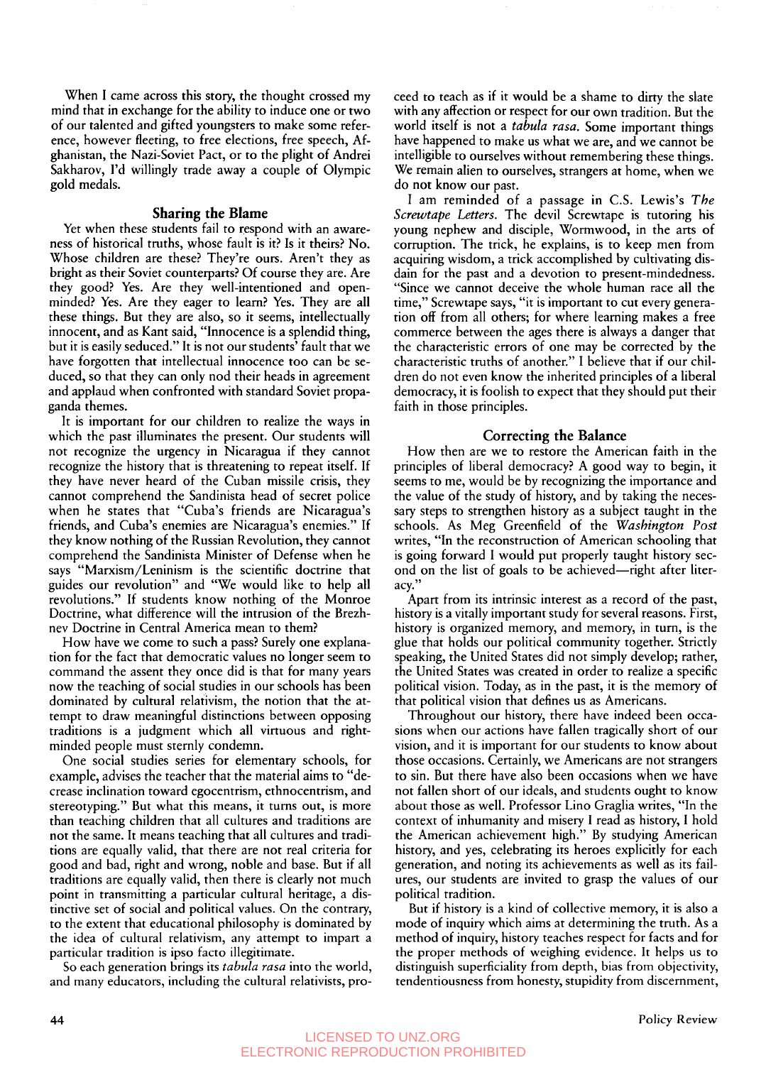When I came across this story, the thought crossed my mind that in exchange for the ability to induce one or two of our talented and gifted youngsters to make some reference, however fleeting, to free elections, free speech, Afghanistan, the Nazi-Soviet Pact, or to the plight of Andrei Sakharov, I'd willingly trade away a couple of Olympic gold medals.

## Sharing the Blame

Yet when these students fail to respond with an awareness of historical truths, whose fault is it? Is it theirs? No. Whose children are these? They're ours. Aren't they as bright as their Soviet counterparts? Of course they are. Are they good? Yes. Are they well-intentioned and open-minded? Yes. Are they eager to learn? Yes. They are all these things. But they are also, so it seems, intellectually innocent, and as Kant said, "Innocence is a splendid thing, but it is easily seduced." It is not our students' fault that we have forgotten that intellectual innocence too can be seduced, so that they can only nod their heads in agreement and applaud when confronted with standard Soviet propaganda themes.

It is important for our children to realize the ways in which the past illuminates the present. Our students will not recognize the urgency in Nicaragua if they cannot recognize the history that is threatening to repeat itself. If they have never heard of the Cuban missile crisis, they cannot comprehend the Sandinista head of secret police when he states that "Cuba's friends are Nicaragua's friends, and Cuba's enemies are Nicaragua's enemies." If they know nothing of the Russian Revolution, they cannot comprehend the Sandinista Minister of Defense when he says "Marxism/Leninism is the scientific doctrine that guides our revolution" and "We would like to help all revolutions." If students know nothing of the Monroe Doctrine, what difference will the intrusion of the Brezhnev Doctrine in Central America mean to them?

How have we come to such a pass? Surely one explanation for the fact that democratic values no longer seem to command the assent they once did is that for many years now the teaching of social studies in our schools has been dominated by cultural relativism, the notion that the attempt to draw meaningful distinctions between opposing traditions is a judgment which all virtuous and right-minded people must sternly condemn.

One social studies series for elementary schools, for example, advises the teacher that the material aims to "decrease inclination toward egocentrism, ethnocentrism, and stereotyping." But what this means, it turns out, is more than teaching children that all cultures and traditions are not the same. It means teaching that all cultures and traditions are equally valid, that there are not real criteria for good and bad, right and wrong, noble and base. But if all traditions are equally valid, then there is clearly not much point in transmitting a particular cultural heritage, a distinctive set of social and political values. On the contrary, to the extent that educational philosophy is dominated by the idea of cultural relativism, any attempt to impart a particular tradition is ipso facto illegitimate.

So each generation brings its *tabula rasa* into the world, and many educators, including the cultural relativists, proceed to teach as if it would be a shame to dirty the slate with any affection or respect for our own tradition. But the world itself is not a *tabula rasa*. Some important things have happened to make us what we are, and we cannot be intelligible to ourselves without remembering these things. We remain alien to ourselves, strangers at home, when we do not know our past.

I am reminded of a passage in C.S. Lewis's *The Screwtape Letters*. The devil Screwtape is tutoring his young nephew and disciple, Wormwood, in the arts of corruption. The trick, he explains, is to keep men from acquiring wisdom, a trick accomplished by cultivating disdain for the past and a devotion to present-mindedness. "Since we cannot deceive the whole human race all the time," Screwtape says, "it is important to cut every generation off from all others; for where learning makes a free commerce between the ages there is always a danger that the characteristic errors of one may be corrected by the characteristic truths of another." I believe that if our children do not even know the inherited principles of a liberal democracy, it is foolish to expect that they should put their faith in those principles.

## Correcting the Balance

How then are we to restore the American faith in the principles of liberal democracy? A good way to begin, it seems to me, would be by recognizing the importance and the value of the study of history, and by taking the necessary steps to strengthen history as a subject taught in the schools. As Meg Greenfield of the *Washington Post* writes, "In the reconstruction of American schooling that is going forward I would put properly taught history second on the list of goals to be achieved—right after literacy."

Apart from its intrinsic interest as a record of the past, history is a vitally important study for several reasons. First, history is organized memory, and memory, in turn, is the glue that holds our political community together. Strictly speaking, the United States did not simply develop; rather, the United States was created in order to realize a specific political vision. Today, as in the past, it is the memory of that political vision that defines us as Americans.

Throughout our history, there have indeed been occasions when our actions have fallen tragically short of our vision, and it is important for our students to know about those occasions. Certainly, we Americans are not strangers to sin. But there have also been occasions when we have not fallen short of our ideals, and students ought to know about those as well. Professor Lino Graglia writes, "In the context of inhumanity and misery I read as history, I hold the American achievement high." By studying American history, and yes, celebrating its heroes explicitly for each generation, and noting its achievements as well as its failures, our students are invited to grasp the values of our political tradition.

But if history is a kind of collective memory, it is also a mode of inquiry which aims at determining the truth. As a method of inquiry, history teaches respect for facts and for the proper methods of weighing evidence. It helps us to distinguish superficiality from depth, bias from objectivity, tendentiousness from honesty, stupidity from discernment,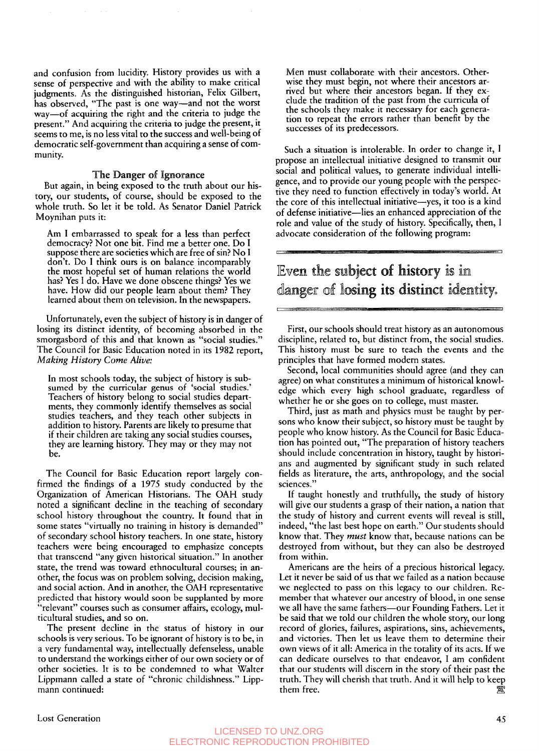and confusion from lucidity. History provides us with a sense of perspective and with the ability to make critical judgments. As the distinguished historian, Felix Gilbert, has observed, "The past is one way—and not the worst way—of acquiring the right and the criteria to judge the present." And acquiring the criteria to judge the present, it seems to me, is no less vital to the success and well-being of democratic self-government than acquiring a sense of community.

### The Danger of Ignorance

But again, in being exposed to the truth about our history, our students, of course, should be exposed to the whole truth. So let it be told. As Senator Daniel Patrick Moynihan puts it:

> Am I embarrassed to speak for a less than perfect democracy? Not one bit. Find me a better one. Do I suppose there are societies which are free of sin? No I don't. Do I think ours is on balance incomparably the most hopeful set of human relations the world has? Yes I do. Have we done obscene things? Yes we have. How did our people learn about them? They learned about them on television. In the newspapers.

Unfortunately, even the subject of history is in danger of losing its distinct identity, of becoming absorbed in the smorgasbord of this and that known as "social studies." The Council for Basic Education noted in its 1982 report, *Making History Come Alive:*

> In most schools today, the subject of history is subsumed by the curricular genus of 'social studies.' Teachers of history belong to social studies departments, they commonly identify themselves as social studies teachers, and they teach other subjects in addition to history. Parents are likely to presume that if their children are taking any social studies courses, they are learning history. They may or they may not be.

The Council for Basic Education report largely confirmed the findings of a 1975 study conducted by the Organization of American Historians. The OAH study noted a significant decline in the teaching of secondary school history throughout the country. It found that in some states "virtually no training in history is demanded" of secondary school history teachers. In one state, history teachers were being encouraged to emphasize concepts that transcend "any given historical situation." In another state, the trend was toward ethnocultural courses; in another, the focus was on problem solving, decision making, and social action. And in another, the OAH representative predicted that history would soon be supplanted by more "relevant" courses such as consumer affairs, ecology, multicultural studies, and so on.

The present decline in the status of history in our schools is very serious. To be ignorant of history is to be, in a very fundamental way, intellectually defenseless, unable to understand the workings either of our own society or of other societies. It is to be condemned to what Walter Lippmann called a state of "chronic childishness." Lippmann continued:

> Men must collaborate with their ancestors. Otherwise they must begin, not where their ancestors arrived but where their ancestors began. If they exclude the tradition of the past from the curricula of the schools they make it necessary for each generation to repeat the errors rather than benefit by the successes of its predecessors.

Such a situation is intolerable. In order to change it, I propose an intellectual initiative designed to transmit our social and political values, to generate individual intelligence, and to provide our young people with the perspective they need to function effectively in today's world. At the core of this intellectual initiative—yes, it too is a kind of defense initiative—lies an enhanced appreciation of the role and value of the study of history. Specifically, then, I advocate consideration of the following program:

> **Even the subject of history is in danger of losing its distinct identity.**

First, our schools should treat history as an autonomous discipline, related to, but distinct from, the social studies. This history must be sure to teach the events and the principles that have formed modern states.

Second, local communities should agree (and they can agree) on what constitutes a minimum of historical knowledge which every high school graduate, regardless of whether he or she goes on to college, must master.

Third, just as math and physics must be taught by persons who know their subject, so history must be taught by people who know history. As the Council for Basic Education has pointed out, "The preparation of history teachers should include concentration in history, taught by historians and augmented by significant study in such related fields as literature, the arts, anthropology, and the social sciences."

If taught honestly and truthfully, the study of history will give our students a grasp of their nation, a nation that the study of history and current events will reveal is still, indeed, "the last best hope on earth." Our students should know that. They *must* know that, because nations can be destroyed from without, but they can also be destroyed from within.

Americans are the heirs of a precious historical legacy. Let it never be said of us that we failed as a nation because we neglected to pass on this legacy to our children. Remember that whatever our ancestry of blood, in one sense we all have the same fathers—our Founding Fathers. Let it be said that we told our children the whole story, our long record of glories, failures, aspirations, sins, achievements, and victories. Then let us leave them to determine their own views of it all: America in the totality of its acts. If we can dedicate ourselves to that endeavor, I am confident that our students will discern in the story of their past the truth. They will cherish that truth. And it will help to keep them free.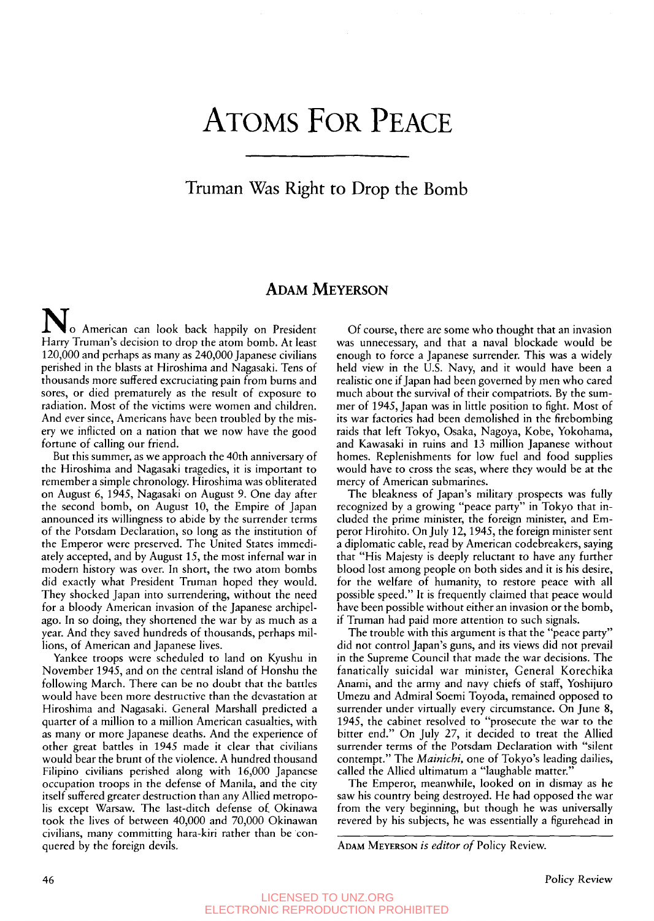# Atoms For Peace

## Truman Was Right to Drop the Bomb

### Adam Meyerson

No American can look back happily on President Harry Truman's decision to drop the atom bomb. At least 120,000 and perhaps as many as 240,000 Japanese civilians perished in the blasts at Hiroshima and Nagasaki. Tens of thousands more suffered excruciating pain from burns and sores, or died prematurely as the result of exposure to radiation. Most of the victims were women and children. And ever since, Americans have been troubled by the misery we inflicted on a nation that we now have the good fortune of calling our friend.

But this summer, as we approach the 40th anniversary of the Hiroshima and Nagasaki tragedies, it is important to remember a simple chronology. Hiroshima was obliterated on August 6, 1945, Nagasaki on August 9. One day after the second bomb, on August 10, the Empire of Japan announced its willingness to abide by the surrender terms of the Potsdam Declaration, so long as the institution of the Emperor were preserved. The United States immediately accepted, and by August 15, the most infernal war in modern history was over. In short, the two atom bombs did exactly what President Truman hoped they would. They shocked Japan into surrendering, without the need for a bloody American invasion of the Japanese archipelago. In so doing, they shortened the war by as much as a year. And they saved hundreds of thousands, perhaps millions, of American and Japanese lives.

Yankee troops were scheduled to land on Kyushu in November 1945, and on the central island of Honshu the following March. There can be no doubt that the battles would have been more destructive than the devastation at Hiroshima and Nagasaki. General Marshall predicted a quarter of a million to a million American casualties, with as many or more Japanese deaths. And the experience of other great battles in 1945 made it clear that civilians would bear the brunt of the violence. A hundred thousand Filipino civilians perished along with 16,000 Japanese occupation troops in the defense of Manila, and the city itself suffered greater destruction than any Allied metropolis except Warsaw. The last-ditch defense of Okinawa took the lives of between 40,000 and 70,000 Okinawan civilians, many committing hara-kiri rather than be conquered by the foreign devils.

Of course, there are some who thought that an invasion was unnecessary, and that a naval blockade would be enough to force a Japanese surrender. This was a widely held view in the U.S. Navy, and it would have been a realistic one if Japan had been governed by men who cared much about the survival of their compatriots. By the summer of 1945, Japan was in little position to fight. Most of its war factories had been demolished in the firebombing raids that left Tokyo, Osaka, Nagoya, Kobe, Yokohama, and Kawasaki in ruins and 13 million Japanese without homes. Replenishments for low fuel and food supplies would have to cross the seas, where they would be at the mercy of American submarines.

The bleakness of Japan's military prospects was fully recognized by a growing "peace party" in Tokyo that included the prime minister, the foreign minister, and Emperor Hirohito. On July 12, 1945, the foreign minister sent a diplomatic cable, read by American codebreakers, saying that "His Majesty is deeply reluctant to have any further blood lost among people on both sides and it is his desire, for the welfare of humanity, to restore peace with all possible speed." It is frequently claimed that peace would have been possible without either an invasion or the bomb, if Truman had paid more attention to such signals.

The trouble with this argument is that the "peace party" did not control Japan's guns, and its views did not prevail in the Supreme Council that made the war decisions. The fanatically suicidal war minister, General Korechika Anami, and the army and navy chiefs of staff, Yoshijuro Umezu and Admiral Soemi Toyoda, remained opposed to surrender under virtually every circumstance. On June 8, 1945, the cabinet resolved to "prosecute the war to the bitter end." On July 27, it decided to treat the Allied surrender terms of the Potsdam Declaration with "silent contempt." The *Mainichi*, one of Tokyo's leading dailies, called the Allied ultimatum a "laughable matter."

The Emperor, meanwhile, looked on in dismay as he saw his country being destroyed. He had opposed the war from the very beginning, but though he was universally revered by his subjects, he was essentially a figurehead in

---

Adam Meyerson *is editor of* Policy Review.